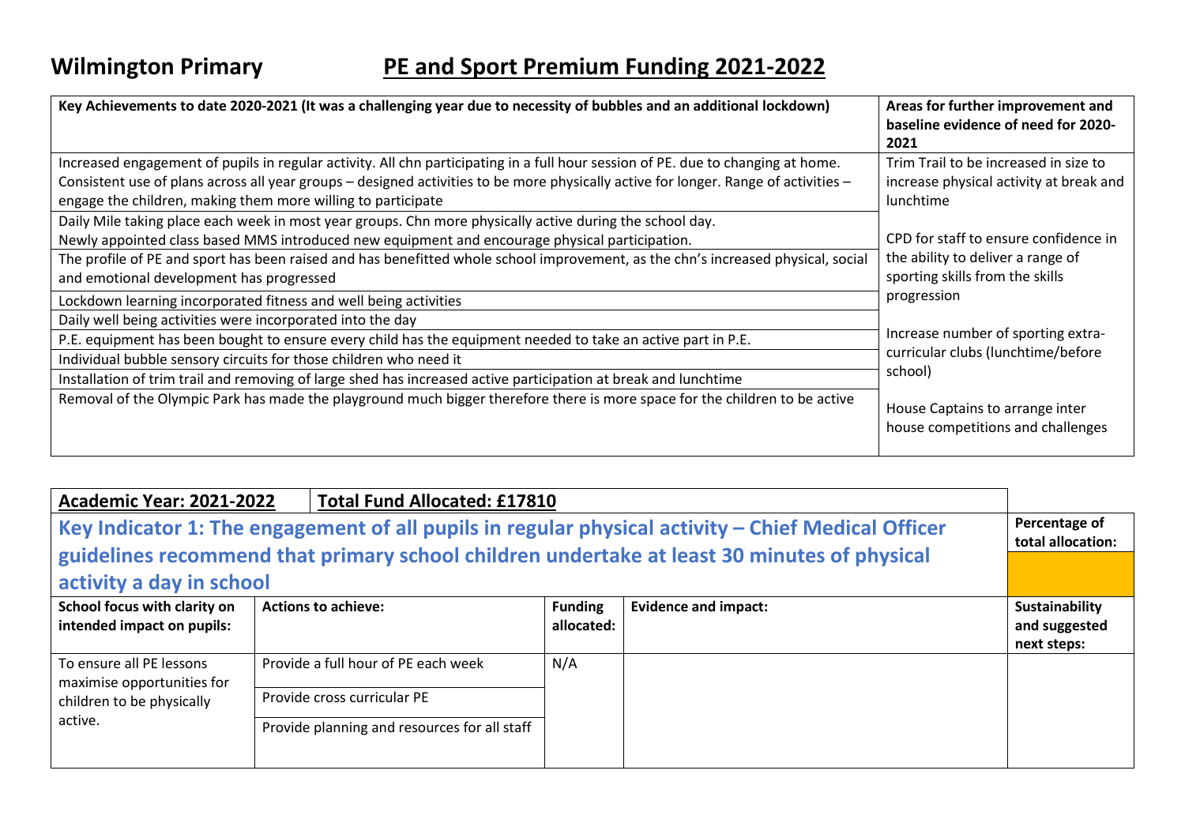# Wilmington Primary

## PE and Sport Premium Funding 2021-2022

| Key Achievements to date 2020-2021 (It was a challenging year due to necessity of bubbles and an additional lockdown) | Areas for further improvement and baseline evidence of need for 2020-2021 |
| --- | --- |
| Increased engagement of pupils in regular activity. All chn participating in a full hour session of PE. due to changing at home. Consistent use of plans across all year groups – designed activities to be more physically active for longer. Range of activities – engage the children, making them more willing to participate | Trim Trail to be increased in size to increase physical activity at break and lunchtime<br><br>CPD for staff to ensure confidence in the ability to deliver a range of sporting skills from the skills progression<br><br>Increase number of sporting extra-curricular clubs (lunchtime/before school)<br><br>House Captains to arrange inter house competitions and challenges |
| Daily Mile taking place each week in most year groups. Chn more physically active during the school day.<br>Newly appointed class based MMS introduced new equipment and encourage physical participation. | |
| The profile of PE and sport has been raised and has benefitted whole school improvement, as the chn's increased physical, social and emotional development has progressed | |
| Lockdown learning incorporated fitness and well being activities | |
| Daily well being activities were incorporated into the day | |
| P.E. equipment has been bought to ensure every child has the equipment needed to take an active part in P.E. | |
| Individual bubble sensory circuits for those children who need it | |
| Installation of trim trail and removing of large shed has increased active participation at break and lunchtime | |
| Removal of the Olympic Park has made the playground much bigger therefore there is more space for the children to be active | |

| Academic Year: 2021-2022 | Total Fund Allocated: £17810 | | | |
| --- | --- | --- | --- | --- |
| **Key Indicator 1: The engagement of all pupils in regular physical activity – Chief Medical Officer guidelines recommend that primary school children undertake at least 30 minutes of physical activity a day in school** | | | | Percentage of total allocation: |
| **School focus with clarity on intended impact on pupils:** | **Actions to achieve:** | **Funding allocated:** | **Evidence and impact:** | **Sustainability and suggested next steps:** |
| To ensure all PE lessons maximise opportunities for children to be physically active. | Provide a full hour of PE each week<br><br>Provide cross curricular PE<br><br>Provide planning and resources for all staff | N/A | | |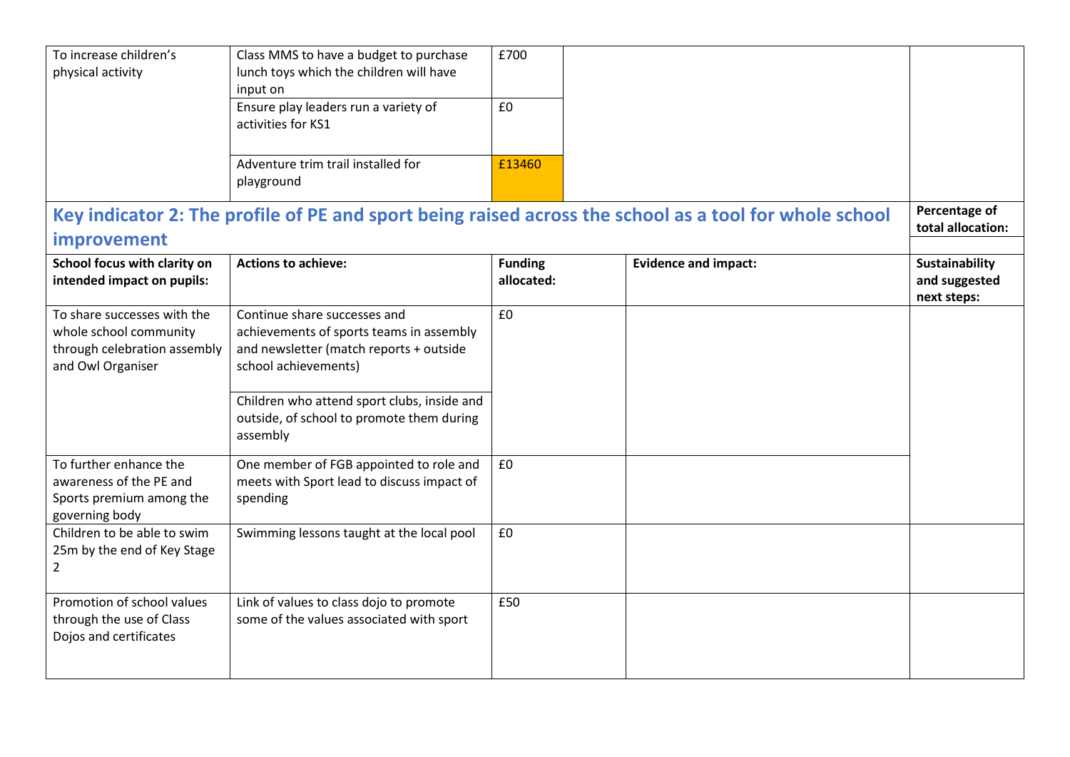| To increase children's physical activity | Class MMS to have a budget to purchase lunch toys which the children will have input on | £700 | | |
|---|---|---|---|---|
| | Ensure play leaders run a variety of activities for KS1 | £0 | | |
| | Adventure trim trail installed for playground | £13460 | | |

## Key indicator 2: The profile of PE and sport being raised across the school as a tool for whole school improvement

**Percentage of total allocation:**

| School focus with clarity on intended impact on pupils: | Actions to achieve: | Funding allocated: | Evidence and impact: | Sustainability and suggested next steps: |
|---|---|---|---|---|
| To share successes with the whole school community through celebration assembly and Owl Organiser | Continue share successes and achievements of sports teams in assembly and newsletter (match reports + outside school achievements) | £0 | | |
| | Children who attend sport clubs, inside and outside, of school to promote them during assembly | | | |
| To further enhance the awareness of the PE and Sports premium among the governing body | One member of FGB appointed to role and meets with Sport lead to discuss impact of spending | £0 | | |
| Children to be able to swim 25m by the end of Key Stage 2 | Swimming lessons taught at the local pool | £0 | | |
| Promotion of school values through the use of Class Dojos and certificates | Link of values to class dojo to promote some of the values associated with sport | £50 | | |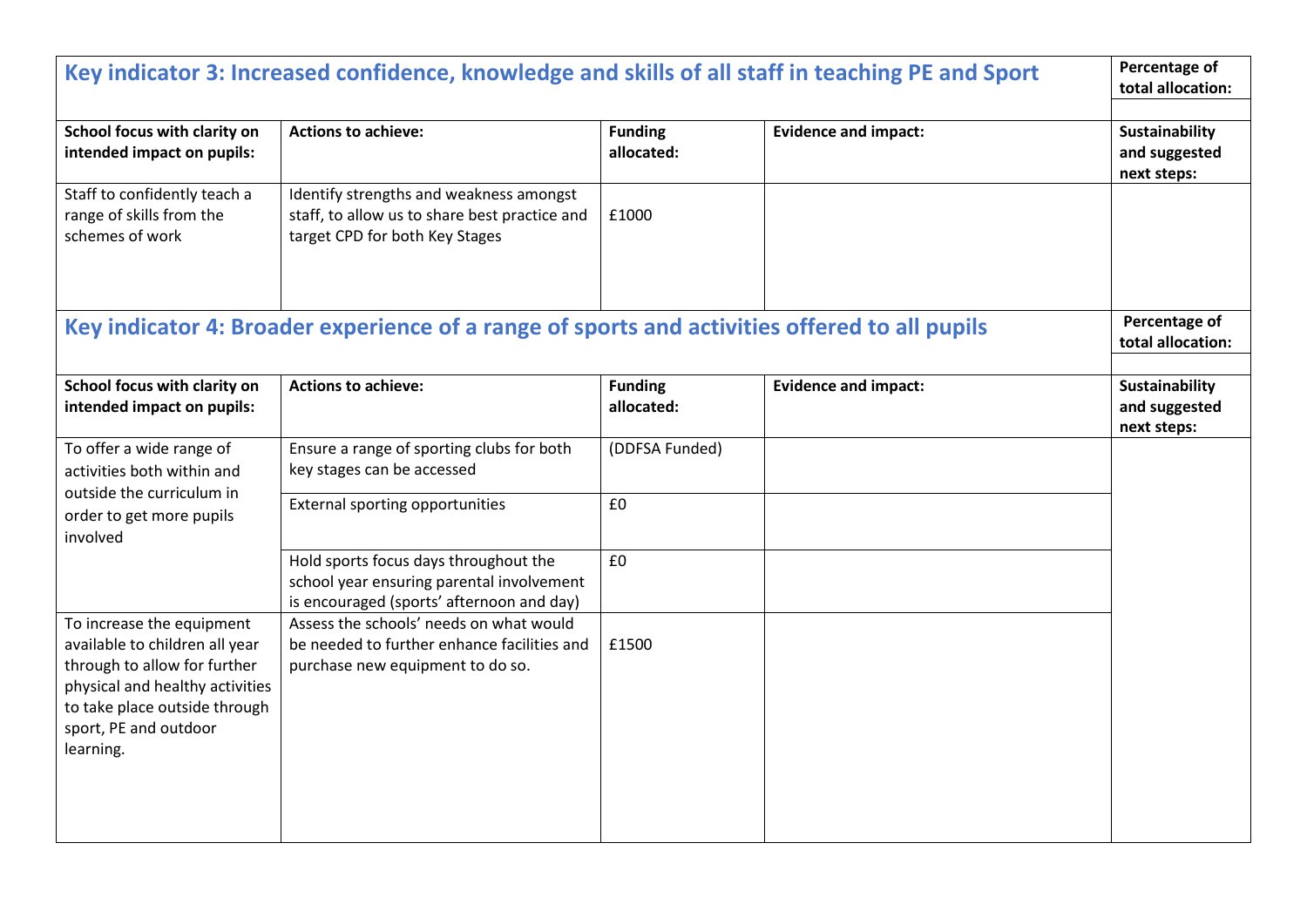| Key indicator 3: Increased confidence, knowledge and skills of all staff in teaching PE and Sport | | | | Percentage of total allocation: |
|---|---|---|---|---|
| | | | | |
| **School focus with clarity on intended impact on pupils:** | **Actions to achieve:** | **Funding allocated:** | **Evidence and impact:** | **Sustainability and suggested next steps:** |
| Staff to confidently teach a range of skills from the schemes of work | Identify strengths and weakness amongst staff, to allow us to share best practice and target CPD for both Key Stages | £1000 | | |

| Key indicator 4: Broader experience of a range of sports and activities offered to all pupils | | | | Percentage of total allocation: |
|---|---|---|---|---|
| | | | | |
| **School focus with clarity on intended impact on pupils:** | **Actions to achieve:** | **Funding allocated:** | **Evidence and impact:** | **Sustainability and suggested next steps:** |
| To offer a wide range of activities both within and outside the curriculum in order to get more pupils involved | Ensure a range of sporting clubs for both key stages can be accessed | (DDFSA Funded) | | |
| | External sporting opportunities | £0 | | |
| | Hold sports focus days throughout the school year ensuring parental involvement is encouraged (sports' afternoon and day) | £0 | | |
| To increase the equipment available to children all year through to allow for further physical and healthy activities to take place outside through sport, PE and outdoor learning. | Assess the schools' needs on what would be needed to further enhance facilities and purchase new equipment to do so. | £1500 | | |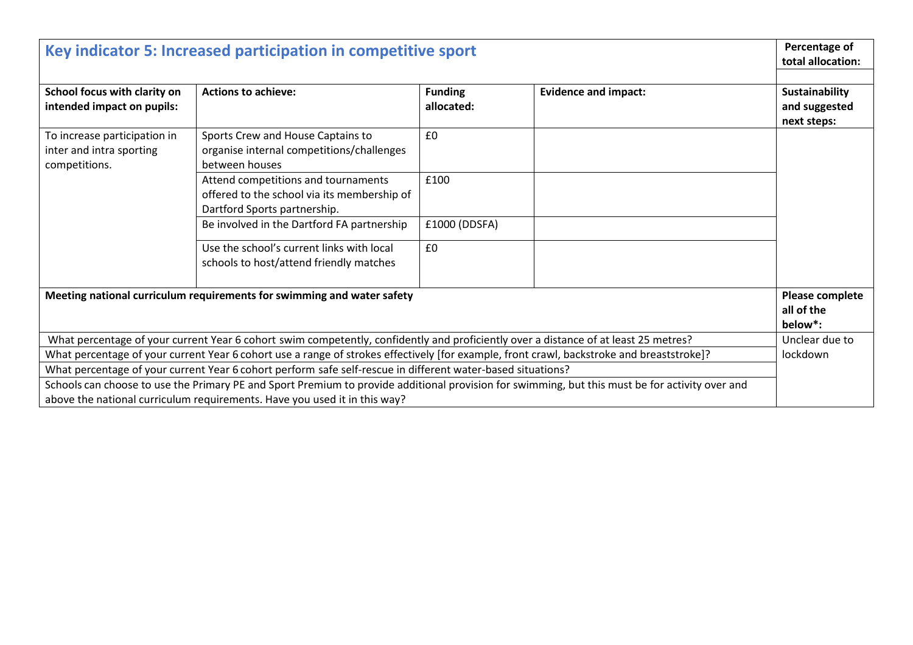| Key indicator 5: Increased participation in competitive sport | | | | Percentage of total allocation: |
|---|---|---|---|---|
| | | | | |
| **School focus with clarity on intended impact on pupils:** | **Actions to achieve:** | **Funding allocated:** | **Evidence and impact:** | **Sustainability and suggested next steps:** |
| To increase participation in inter and intra sporting competitions. | Sports Crew and House Captains to organise internal competitions/challenges between houses | £0 | | |
| | Attend competitions and tournaments offered to the school via its membership of Dartford Sports partnership. | £100 | | |
| | Be involved in the Dartford FA partnership | £1000 (DDSFA) | | |
| | Use the school's current links with local schools to host/attend friendly matches | £0 | | |

| Meeting national curriculum requirements for swimming and water safety | Please complete all of the below*: |
|---|---|
| What percentage of your current Year 6 cohort swim competently, confidently and proficiently over a distance of at least 25 metres? | Unclear due to lockdown |
| What percentage of your current Year 6 cohort use a range of strokes effectively [for example, front crawl, backstroke and breaststroke]? | |
| What percentage of your current Year 6 cohort perform safe self-rescue in different water-based situations? | |
| Schools can choose to use the Primary PE and Sport Premium to provide additional provision for swimming, but this must be for activity over and above the national curriculum requirements. Have you used it in this way? | |